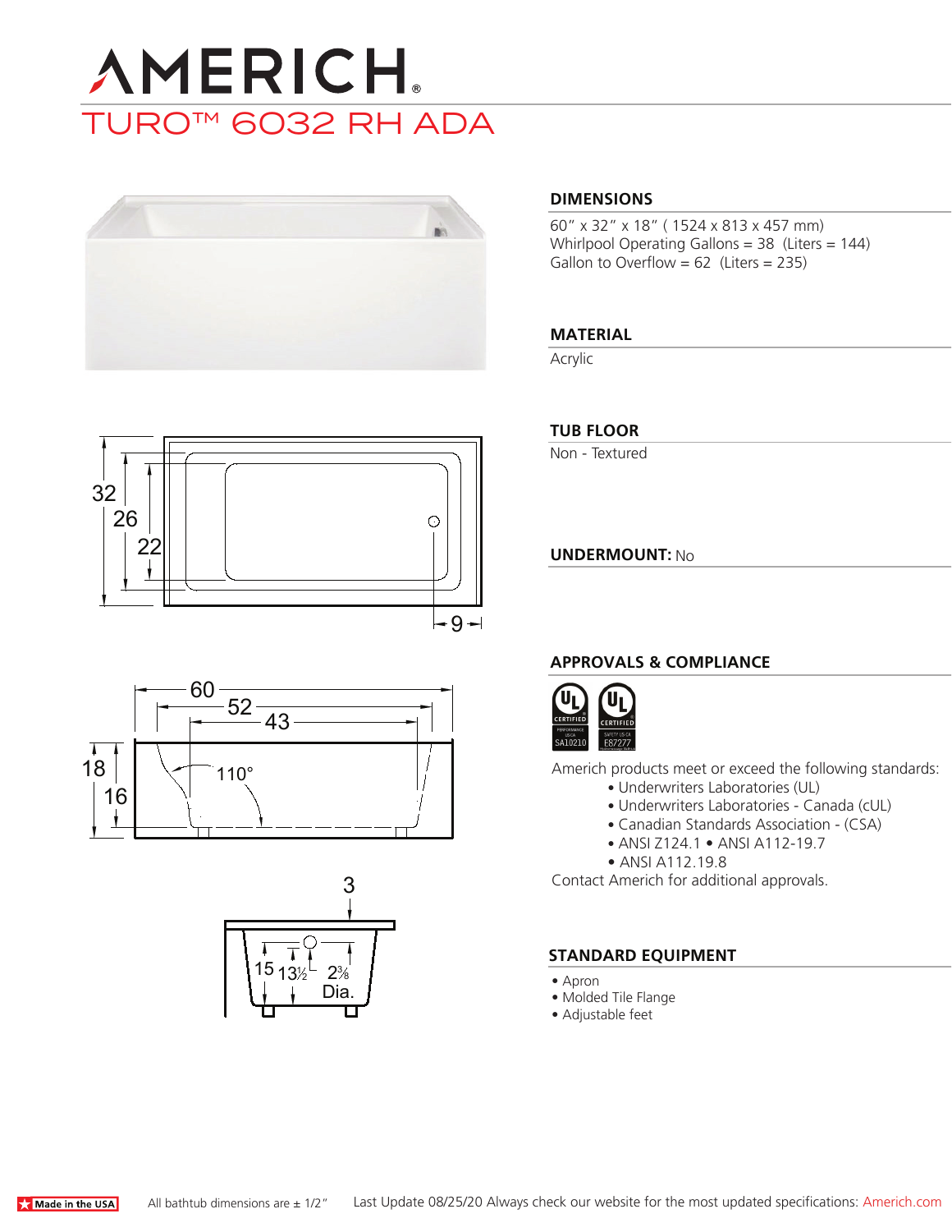# AMERICH®

## TURO™ 6032 RH ADA

### DIMENSIONS

60″ x 32″ x 18″ ( 1524 x 813 x 457 mm)
Whirlpool Operating Gallons = 38 (Liters = 144)
Gallon to Overflow = 62 (Liters = 235)

### MATERIAL

Acrylic

### TUB FLOOR

Non - Textured

### UNDERMOUNT: No

### APPROVALS & COMPLIANCE

Americh products meet or exceed the following standards:

- Underwriters Laboratories (UL)
- Underwriters Laboratories - Canada (cUL)
- Canadian Standards Association - (CSA)
- ANSI Z124.1 • ANSI A112-19.7
- ANSI A112.19.8

Contact Americh for additional approvals.

### STANDARD EQUIPMENT

- Apron
- Molded Tile Flange
- Adjustable feet

Made in the USA

All bathtub dimensions are ± 1/2″

Last Update 08/25/20 Always check our website for the most updated specifications: Americh.com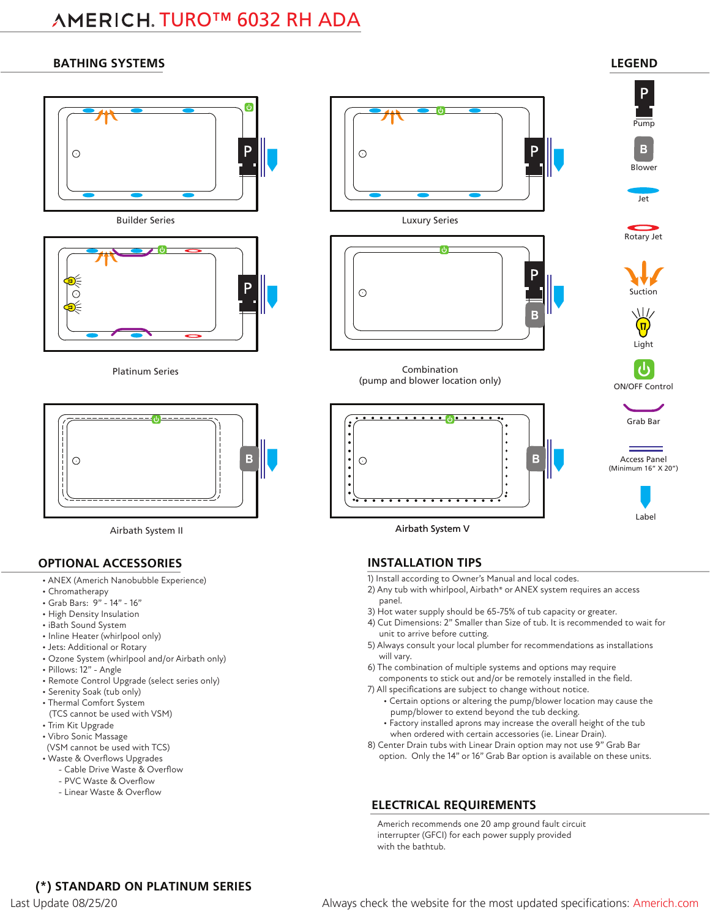# AMERICH. TURO™ 6032 RH ADA

## BATHING SYSTEMS

Builder Series

Luxury Series

Platinum Series

Combination
(pump and blower location only)

Airbath System II

Airbath System V

## LEGEND

Pump

Blower

Jet

Rotary Jet

Suction

Light

ON/OFF Control

Grab Bar

Access Panel
(Minimum 16" X 20")

Label

## OPTIONAL ACCESSORIES

- ANEX (Americh Nanobubble Experience)
- Chromatherapy
- Grab Bars: 9" - 14" - 16"
- High Density Insulation
- iBath Sound System
- Inline Heater (whirlpool only)
- Jets: Additional or Rotary
- Ozone System (whirlpool and/or Airbath only)
- Pillows: 12" - Angle
- Remote Control Upgrade (select series only)
- Serenity Soak (tub only)
- Thermal Comfort System
  (TCS cannot be used with VSM)
- Trim Kit Upgrade
- Vibro Sonic Massage
  (VSM cannot be used with TCS)
- Waste & Overflows Upgrades
  - Cable Drive Waste & Overflow
  - PVC Waste & Overflow
  - Linear Waste & Overflow

## INSTALLATION TIPS

1) Install according to Owner's Manual and local codes.
2) Any tub with whirlpool, Airbath® or ANEX system requires an access panel.
3) Hot water supply should be 65-75% of tub capacity or greater.
4) Cut Dimensions: 2" Smaller than Size of tub. It is recommended to wait for unit to arrive before cutting.
5) Always consult your local plumber for recommendations as installations will vary.
6) The combination of multiple systems and options may require components to stick out and/or be remotely installed in the field.
7) All specifications are subject to change without notice.
   - Certain options or altering the pump/blower location may cause the pump/blower to extend beyond the tub decking.
   - Factory installed aprons may increase the overall height of the tub when ordered with certain accessories (ie. Linear Drain).
8) Center Drain tubs with Linear Drain option may not use 9" Grab Bar option. Only the 14" or 16" Grab Bar option is available on these units.

## ELECTRICAL REQUIREMENTS

Americh recommends one 20 amp ground fault circuit interrupter (GFCI) for each power supply provided with the bathtub.

## (*) STANDARD ON PLATINUM SERIES

Last Update 08/25/20

Always check the website for the most updated specifications: Americh.com